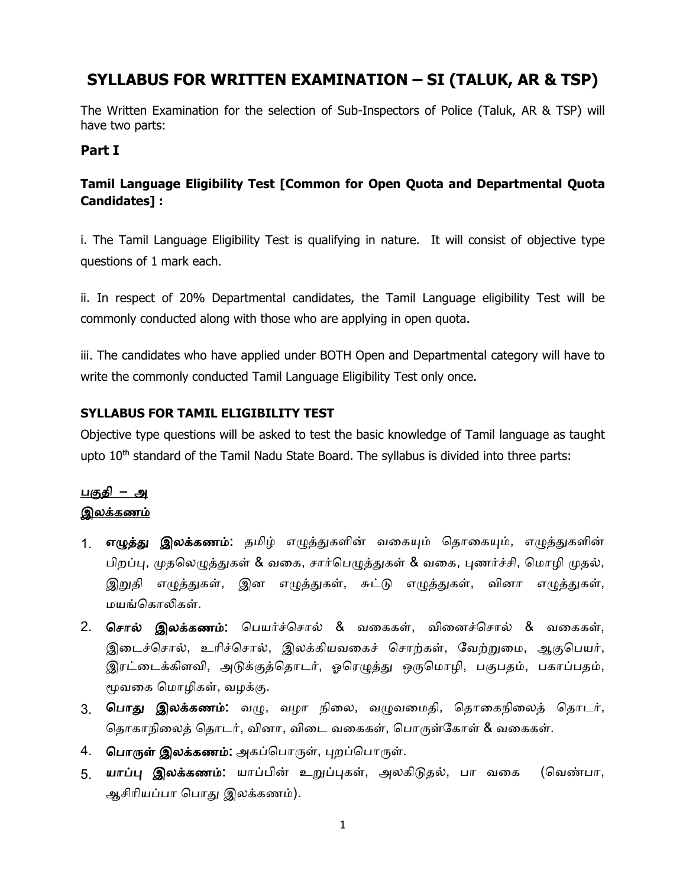# SYLLABUS FOR WRITTEN EXAMINATION – SI (TALUK, AR & TSP)

The Written Examination for the selection of Sub-Inspectors of Police (Taluk, AR & TSP) will have two parts:

## Part I

### Tamil Language Eligibility Test [Common for Open Quota and Departmental Quota Candidates] :

i. The Tamil Language Eligibility Test is qualifying in nature. It will consist of objective type questions of 1 mark each.

ii. In respect of 20% Departmental candidates, the Tamil Language eligibility Test will be commonly conducted along with those who are applying in open quota.

iii. The candidates who have applied under BOTH Open and Departmental category will have to write the commonly conducted Tamil Language Eligibility Test only once.

### SYLLABUS FOR TAMIL ELIGIBILITY TEST

Objective type questions will be asked to test the basic knowledge of Tamil language as taught upto 10th standard of the Tamil Nadu State Board. The syllabus is divided into three parts:

**பகுதி – அ**

**இலக்கணம்**

1. **எழுத்து இலக்கணம்:** தமிழ் எழுத்துகளின் வகையும் தொகையும், எழுத்துகளின் பிறப்பு, முதலெழுத்துகள் & வகை, சார்பெழுத்துகள் & வகை, புணர்ச்சி, மொழி முதல், இறுதி எழுத்துகள், இன எழுத்துகள், சுட்டு எழுத்துகள், வினா எழுத்துகள், மயங்கொலிகள்.
2. **சொல் இலக்கணம்:** பெயர்ச்சொல் & வகைகள், வினைச்சொல் & வகைகள், இடைச்சொல், உரிச்சொல், இலக்கியவகைச் சொற்கள், வேற்றுமை, ஆகுபெயர், இரட்டைக்கிளவி, அடுக்குத்தொடர், ஓரெழுத்து ஒருமொழி, பகுபதம், பகாப்பதம், மூவகை மொழிகள், வழக்கு.
3. **பொது இலக்கணம்:** வழு, வழா நிலை, வழுவமைதி, தொகைநிலைத் தொடர், தொகாநிலைத் தொடர், வினா, விடை வகைகள், பொருள்கோள் & வகைகள்.
4. **பொருள் இலக்கணம்:** அகப்பொருள், புறப்பொருள்.
5. **யாப்பு இலக்கணம்:** யாப்பின் உறுப்புகள், அலகிடுதல், பா வகை (வெண்பா, ஆசிரியப்பா பொது இலக்கணம்).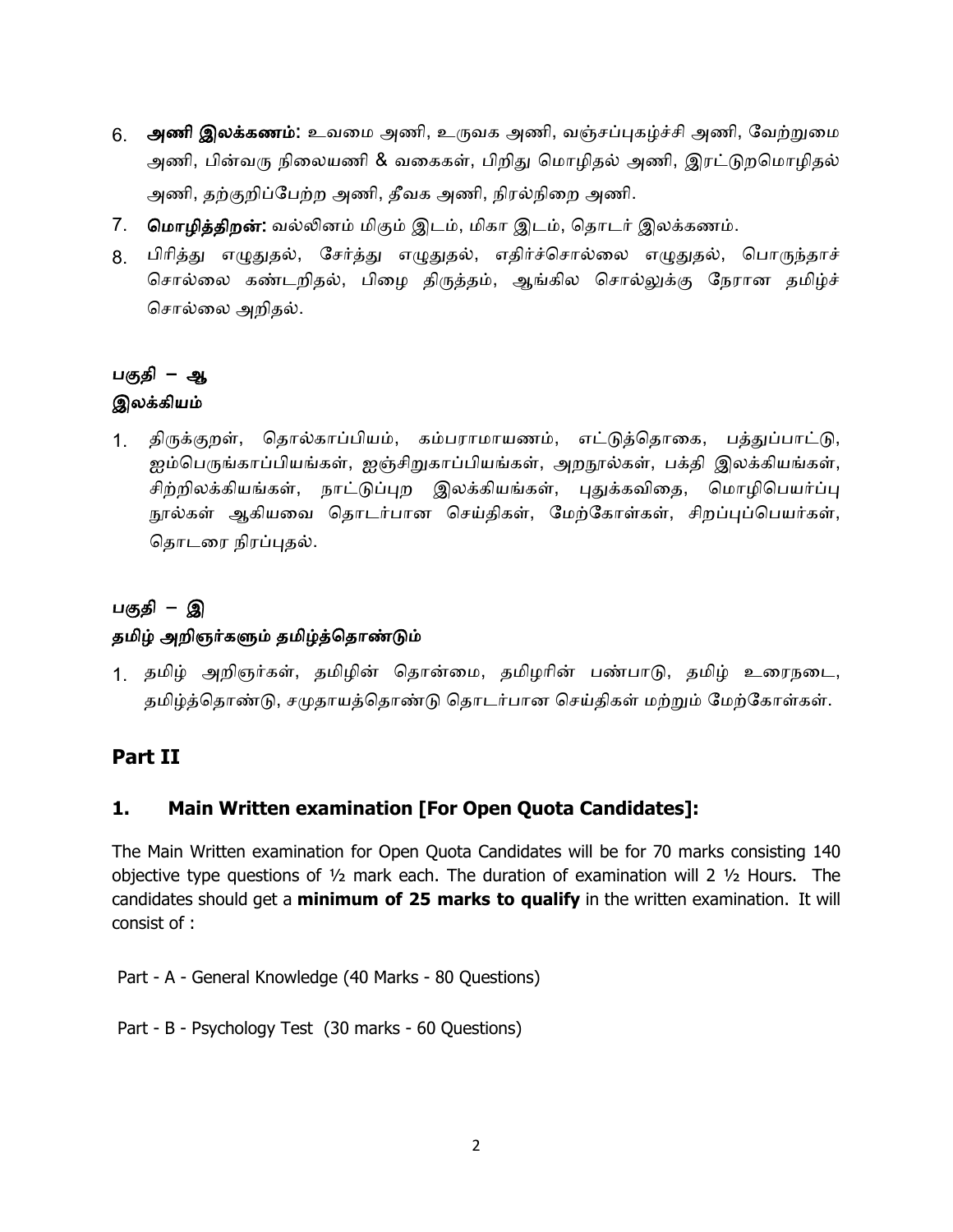6. **அணி இலக்கணம்:** உவமை அணி, உருவக அணி, வஞ்சப்புகழ்ச்சி அணி, வேற்றுமை அணி, பின்வரு நிலையணி & வகைகள், பிறிது மொழிதல் அணி, இரட்டுறமொழிதல் அணி, தற்குறிப்பேற்ற அணி, தீவக அணி, நிரல்நிறை அணி.
7. **மொழித்திறன்:** வல்லினம் மிகும் இடம், மிகா இடம், தொடர் இலக்கணம்.
8. பிரித்து எழுதுதல், சேர்த்து எழுதுதல், எதிர்ச்சொல்லை எழுதுதல், பொருந்தாச் சொல்லை கண்டறிதல், பிழை திருத்தம், ஆங்கில சொல்லுக்கு நேரான தமிழ்ச் சொல்லை அறிதல்.

**பகுதி – ஆ**

**இலக்கியம்**

1. திருக்குறள், தொல்காப்பியம், கம்பராமாயணம், எட்டுத்தொகை, பத்துப்பாட்டு, ஐம்பெருங்காப்பியங்கள், ஐஞ்சிறுகாப்பியங்கள், அறநூல்கள், பக்தி இலக்கியங்கள், சிற்றிலக்கியங்கள், நாட்டுப்புற இலக்கியங்கள், புதுக்கவிதை, மொழிபெயர்ப்பு நூல்கள் ஆகியவை தொடர்பான செய்திகள், மேற்கோள்கள், சிறப்புப்பெயர்கள், தொடரை நிரப்புதல்.

**பகுதி – இ**

**தமிழ் அறிஞர்களும் தமிழ்த்தொண்டும்**

1. தமிழ் அறிஞர்கள், தமிழின் தொன்மை, தமிழரின் பண்பாடு, தமிழ் உரைநடை, தமிழ்த்தொண்டு, சமுதாயத்தொண்டு தொடர்பான செய்திகள் மற்றும் மேற்கோள்கள்.

## Part II

### 1. Main Written examination [For Open Quota Candidates]:

The Main Written examination for Open Quota Candidates will be for 70 marks consisting 140 objective type questions of ½ mark each. The duration of examination will 2 ½ Hours. The candidates should get a **minimum of 25 marks to qualify** in the written examination. It will consist of :

Part - A - General Knowledge (40 Marks - 80 Questions)

Part - B - Psychology Test (30 marks - 60 Questions)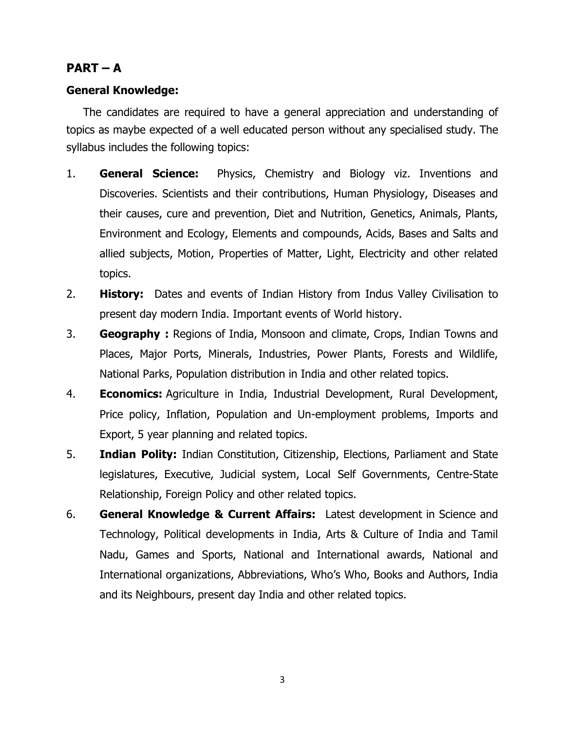## PART – A

### General Knowledge:

The candidates are required to have a general appreciation and understanding of topics as maybe expected of a well educated person without any specialised study. The syllabus includes the following topics:

1. **General Science:** Physics, Chemistry and Biology viz. Inventions and Discoveries. Scientists and their contributions, Human Physiology, Diseases and their causes, cure and prevention, Diet and Nutrition, Genetics, Animals, Plants, Environment and Ecology, Elements and compounds, Acids, Bases and Salts and allied subjects, Motion, Properties of Matter, Light, Electricity and other related topics.
2. **History:** Dates and events of Indian History from Indus Valley Civilisation to present day modern India. Important events of World history.
3. **Geography :** Regions of India, Monsoon and climate, Crops, Indian Towns and Places, Major Ports, Minerals, Industries, Power Plants, Forests and Wildlife, National Parks, Population distribution in India and other related topics.
4. **Economics:** Agriculture in India, Industrial Development, Rural Development, Price policy, Inflation, Population and Un-employment problems, Imports and Export, 5 year planning and related topics.
5. **Indian Polity:** Indian Constitution, Citizenship, Elections, Parliament and State legislatures, Executive, Judicial system, Local Self Governments, Centre-State Relationship, Foreign Policy and other related topics.
6. **General Knowledge & Current Affairs:** Latest development in Science and Technology, Political developments in India, Arts & Culture of India and Tamil Nadu, Games and Sports, National and International awards, National and International organizations, Abbreviations, Who's Who, Books and Authors, India and its Neighbours, present day India and other related topics.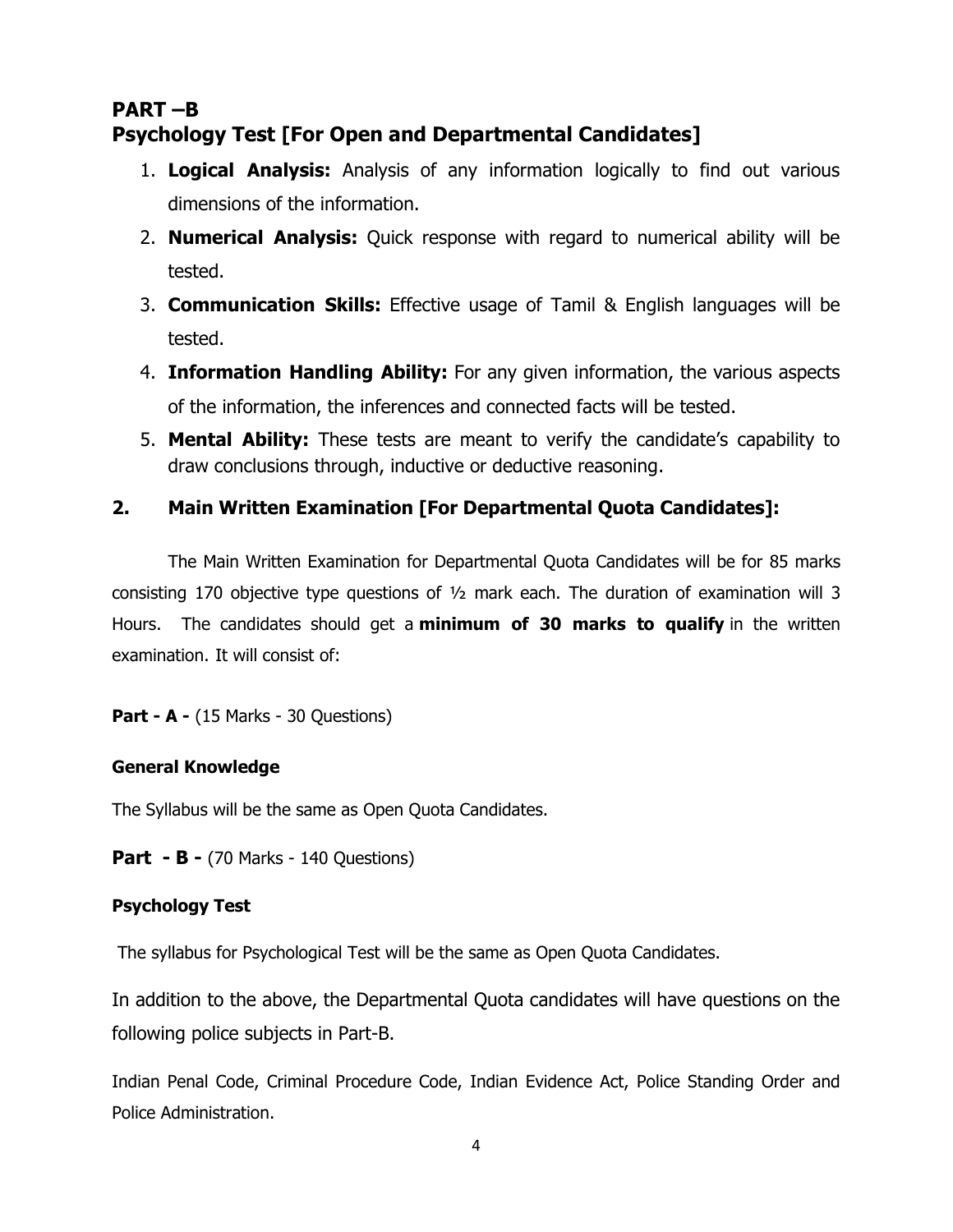## PART –B

## Psychology Test [For Open and Departmental Candidates]

1. **Logical Analysis:** Analysis of any information logically to find out various dimensions of the information.
2. **Numerical Analysis:** Quick response with regard to numerical ability will be tested.
3. **Communication Skills:** Effective usage of Tamil & English languages will be tested.
4. **Information Handling Ability:** For any given information, the various aspects of the information, the inferences and connected facts will be tested.
5. **Mental Ability:** These tests are meant to verify the candidate's capability to draw conclusions through, inductive or deductive reasoning.

## 2. Main Written Examination [For Departmental Quota Candidates]:

The Main Written Examination for Departmental Quota Candidates will be for 85 marks consisting 170 objective type questions of ½ mark each. The duration of examination will 3 Hours. The candidates should get a **minimum of 30 marks to qualify** in the written examination. It will consist of:

**Part - A -** (15 Marks - 30 Questions)

**General Knowledge**

The Syllabus will be the same as Open Quota Candidates.

**Part - B -** (70 Marks - 140 Questions)

**Psychology Test**

The syllabus for Psychological Test will be the same as Open Quota Candidates.

In addition to the above, the Departmental Quota candidates will have questions on the following police subjects in Part-B.

Indian Penal Code, Criminal Procedure Code, Indian Evidence Act, Police Standing Order and Police Administration.